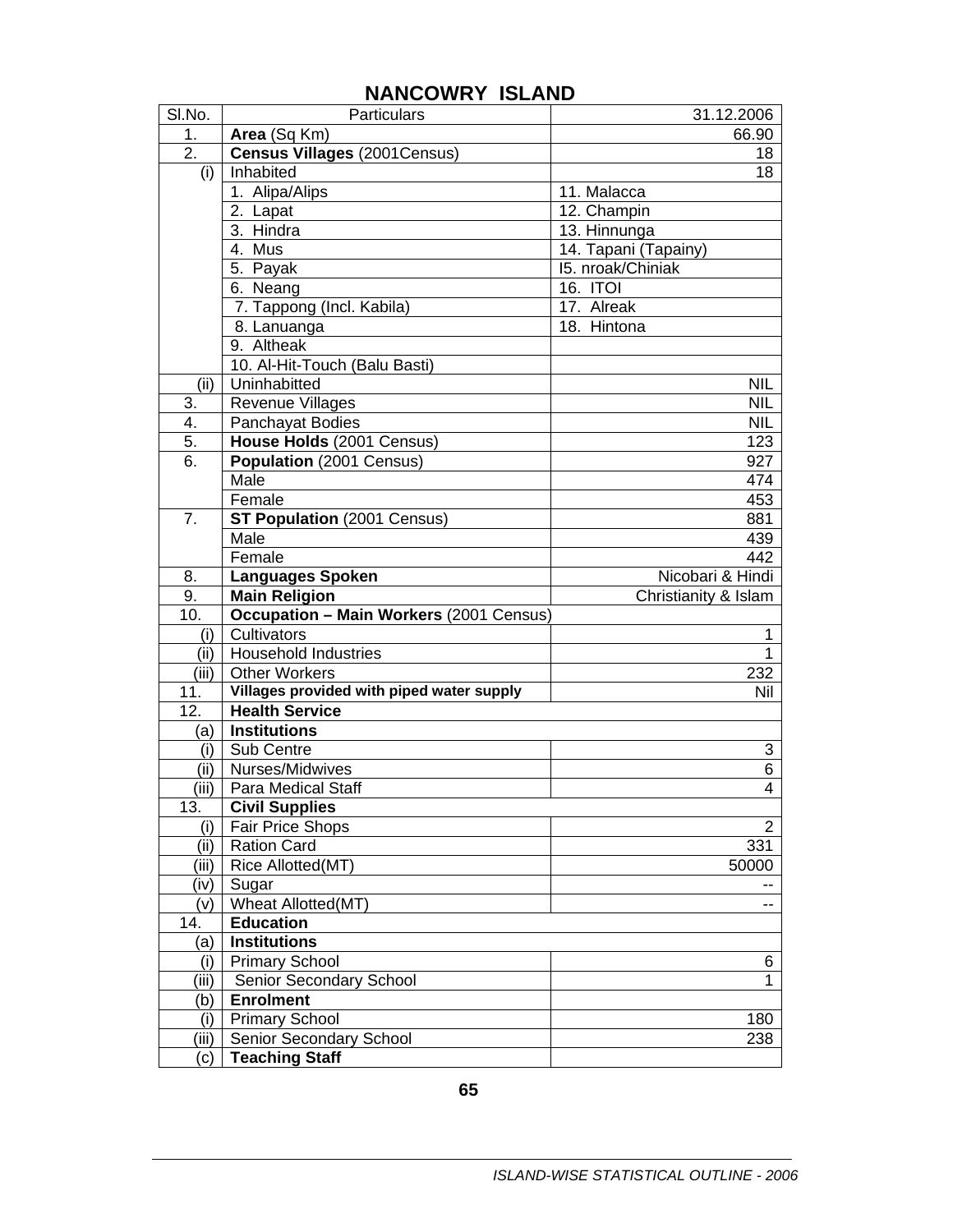# NANCOWRY ISLAND

| Sl.No. | Particulars | 31.12.2006 |
|---|---|---|
| 1. | **Area** (Sq Km) | 66.90 |
| 2. | **Census Villages** (2001Census) | 18 |
| (i) | Inhabited | 18 |
| | 1. Alipa/Alips | 11. Malacca |
| | 2. Lapat | 12. Champin |
| | 3. Hindra | 13. Hinnunga |
| | 4. Mus | 14. Tapani (Tapainy) |
| | 5. Payak | I5. nroak/Chiniak |
| | 6. Neang | 16. ITOI |
| | 7. Tappong (Incl. Kabila) | 17. Alreak |
| | 8. Lanuanga | 18. Hintona |
| | 9. Altheak | |
| | 10. Al-Hit-Touch (Balu Basti) | |
| (ii) | Uninhabitted | NIL |
| 3. | Revenue Villages | NIL |
| 4. | Panchayat Bodies | NIL |
| 5. | **House Holds** (2001 Census) | 123 |
| 6. | **Population** (2001 Census) | 927 |
| | Male | 474 |
| | Female | 453 |
| 7. | **ST Population** (2001 Census) | 881 |
| | Male | 439 |
| | Female | 442 |
| 8. | **Languages Spoken** | Nicobari & Hindi |
| 9. | **Main Religion** | Christianity & Islam |
| 10. | **Occupation – Main Workers** (2001 Census) | |
| (i) | Cultivators | 1 |
| (ii) | Household Industries | 1 |
| (iii) | Other Workers | 232 |
| 11. | **Villages provided with piped water supply** | Nil |
| 12. | **Health Service** | |
| (a) | **Institutions** | |
| (i) | Sub Centre | 3 |
| (ii) | Nurses/Midwives | 6 |
| (iii) | Para Medical Staff | 4 |
| 13. | **Civil Supplies** | |
| (i) | Fair Price Shops | 2 |
| (ii) | Ration Card | 331 |
| (iii) | Rice Allotted(MT) | 50000 |
| (iv) | Sugar | -- |
| (v) | Wheat Allotted(MT) | -- |
| 14. | **Education** | |
| (a) | **Institutions** | |
| (i) | Primary School | 6 |
| (iii) | Senior Secondary School | 1 |
| (b) | **Enrolment** | |
| (i) | Primary School | 180 |
| (iii) | Senior Secondary School | 238 |
| (c) | **Teaching Staff** | |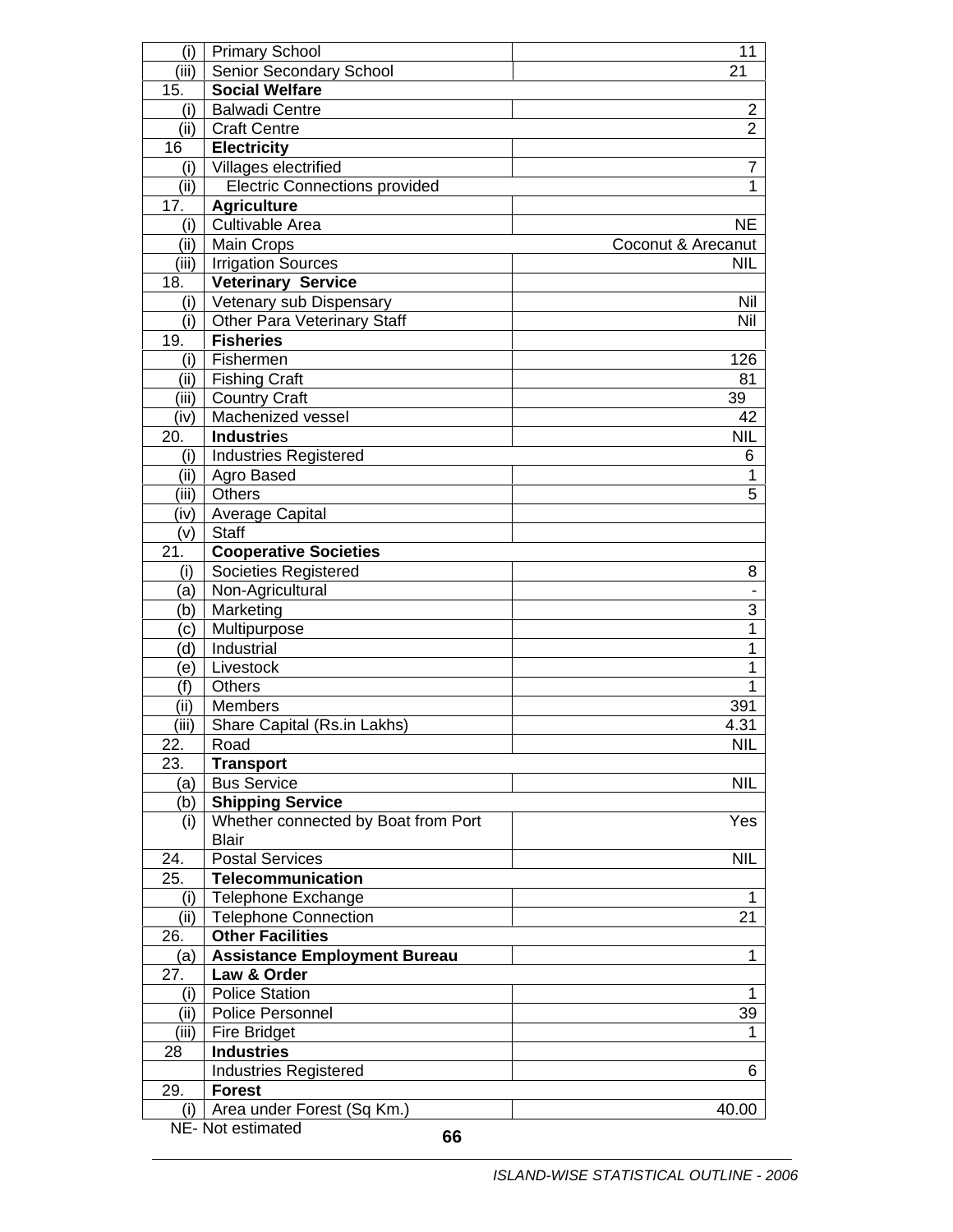| | | |
|---|---|---|
| (i) | Primary School | 11 |
| (iii) | Senior Secondary School | 21 |
| 15. | **Social Welfare** | |
| (i) | Balwadi Centre | 2 |
| (ii) | Craft Centre | 2 |
| 16 | **Electricity** | |
| (i) | Villages electrified | 7 |
| (ii) | Electric Connections provided | 1 |
| 17. | **Agriculture** | |
| (i) | Cultivable Area | NE |
| (ii) | Main Crops | Coconut & Arecanut |
| (iii) | Irrigation Sources | NIL |
| 18. | **Veterinary Service** | |
| (i) | Vetenary sub Dispensary | Nil |
| (i) | Other Para Veterinary Staff | Nil |
| 19. | **Fisheries** | |
| (i) | Fishermen | 126 |
| (ii) | Fishing Craft | 81 |
| (iii) | Country Craft | 39 |
| (iv) | Machenized vessel | 42 |
| 20. | **Industrie**s | NIL |
| (i) | Industries Registered | 6 |
| (ii) | Agro Based | 1 |
| (iii) | Others | 5 |
| (iv) | Average Capital | |
| (v) | Staff | |
| 21. | **Cooperative Societies** | |
| (i) | Societies Registered | 8 |
| (a) | Non-Agricultural | - |
| (b) | Marketing | 3 |
| (c) | Multipurpose | 1 |
| (d) | Industrial | 1 |
| (e) | Livestock | 1 |
| (f) | Others | 1 |
| (ii) | Members | 391 |
| (iii) | Share Capital (Rs.in Lakhs) | 4.31 |
| 22. | Road | NIL |
| 23. | **Transport** | |
| (a) | Bus Service | NIL |
| (b) | **Shipping Service** | |
| (i) | Whether connected by Boat from Port Blair | Yes |
| 24. | Postal Services | NIL |
| 25. | **Telecommunication** | |
| (i) | Telephone Exchange | 1 |
| (ii) | Telephone Connection | 21 |
| 26. | **Other Facilities** | |
| (a) | **Assistance Employment Bureau** | 1 |
| 27. | **Law & Order** | |
| (i) | Police Station | 1 |
| (ii) | Police Personnel | 39 |
| (iii) | Fire Bridget | 1 |
| 28 | **Industries** | |
| | Industries Registered | 6 |
| 29. | **Forest** | |
| (i) | Area under Forest (Sq Km.) | 40.00 |

NE- Not estimated